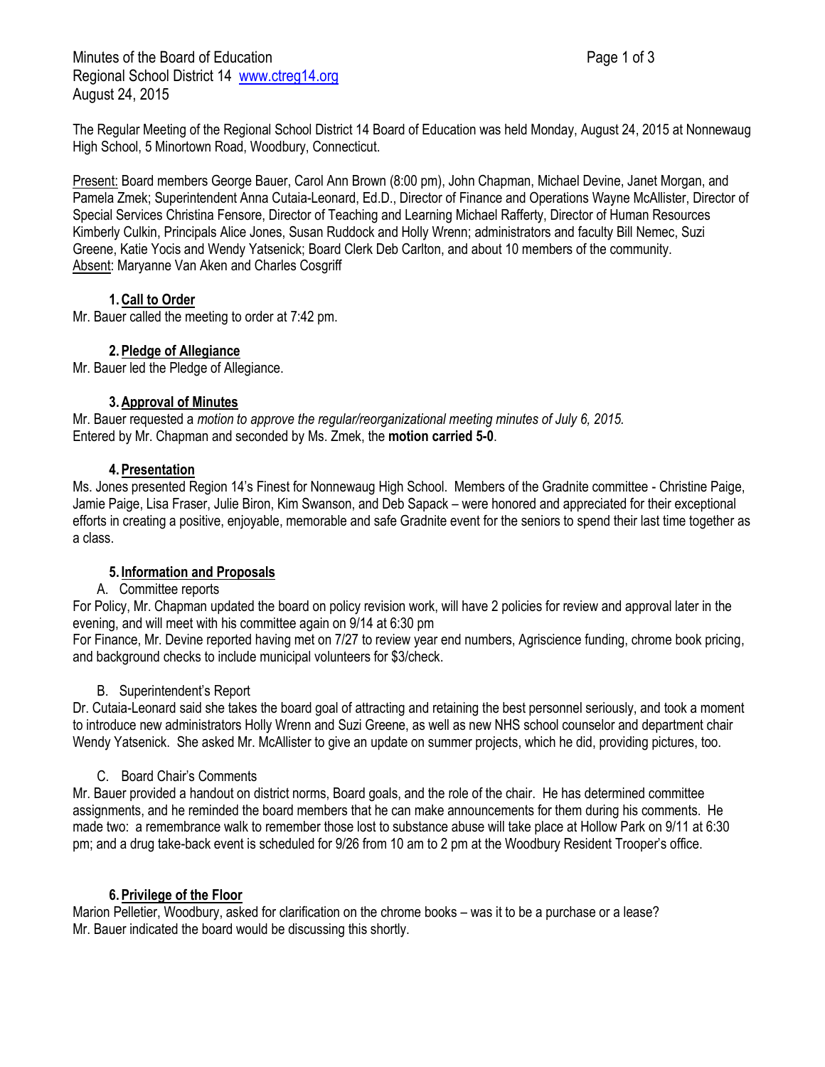Minutes of the Board of Education
Regional School District 14 www.ctreg14.org
August 24, 2015

The Regular Meeting of the Regional School District 14 Board of Education was held Monday, August 24, 2015 at Nonnewaug High School, 5 Minortown Road, Woodbury, Connecticut.

Present: Board members George Bauer, Carol Ann Brown (8:00 pm), John Chapman, Michael Devine, Janet Morgan, and Pamela Zmek; Superintendent Anna Cutaia-Leonard, Ed.D., Director of Finance and Operations Wayne McAllister, Director of Special Services Christina Fensore, Director of Teaching and Learning Michael Rafferty, Director of Human Resources Kimberly Culkin, Principals Alice Jones, Susan Ruddock and Holly Wrenn; administrators and faculty Bill Nemec, Suzi Greene, Katie Yocis and Wendy Yatsenick; Board Clerk Deb Carlton, and about 10 members of the community.
Absent: Maryanne Van Aken and Charles Cosgriff

**1. Call to Order**

Mr. Bauer called the meeting to order at 7:42 pm.

**2. Pledge of Allegiance**

Mr. Bauer led the Pledge of Allegiance.

**3. Approval of Minutes**

Mr. Bauer requested a *motion to approve the regular/reorganizational meeting minutes of July 6, 2015.* Entered by Mr. Chapman and seconded by Ms. Zmek, the **motion carried 5-0**.

**4. Presentation**

Ms. Jones presented Region 14's Finest for Nonnewaug High School. Members of the Gradnite committee - Christine Paige, Jamie Paige, Lisa Fraser, Julie Biron, Kim Swanson, and Deb Sapack – were honored and appreciated for their exceptional efforts in creating a positive, enjoyable, memorable and safe Gradnite event for the seniors to spend their last time together as a class.

**5. Information and Proposals**

A. Committee reports

For Policy, Mr. Chapman updated the board on policy revision work, will have 2 policies for review and approval later in the evening, and will meet with his committee again on 9/14 at 6:30 pm
For Finance, Mr. Devine reported having met on 7/27 to review year end numbers, Agriscience funding, chrome book pricing, and background checks to include municipal volunteers for $3/check.

B. Superintendent's Report

Dr. Cutaia-Leonard said she takes the board goal of attracting and retaining the best personnel seriously, and took a moment to introduce new administrators Holly Wrenn and Suzi Greene, as well as new NHS school counselor and department chair Wendy Yatsenick. She asked Mr. McAllister to give an update on summer projects, which he did, providing pictures, too.

C. Board Chair's Comments

Mr. Bauer provided a handout on district norms, Board goals, and the role of the chair. He has determined committee assignments, and he reminded the board members that he can make announcements for them during his comments. He made two: a remembrance walk to remember those lost to substance abuse will take place at Hollow Park on 9/11 at 6:30 pm; and a drug take-back event is scheduled for 9/26 from 10 am to 2 pm at the Woodbury Resident Trooper's office.

**6. Privilege of the Floor**

Marion Pelletier, Woodbury, asked for clarification on the chrome books – was it to be a purchase or a lease? Mr. Bauer indicated the board would be discussing this shortly.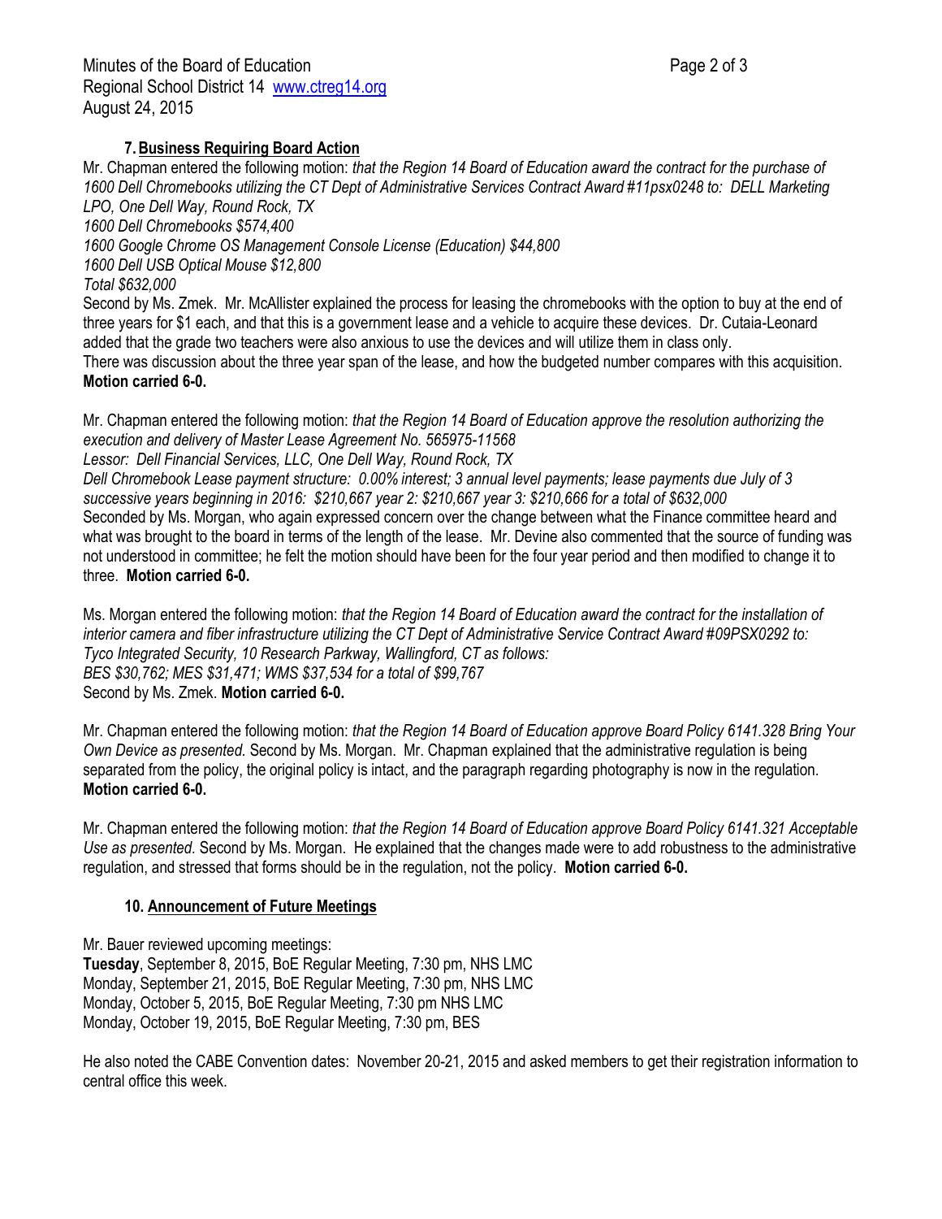### 7. Business Requiring Board Action

Mr. Chapman entered the following motion: *that the Region 14 Board of Education award the contract for the purchase of 1600 Dell Chromebooks utilizing the CT Dept of Administrative Services Contract Award #11psx0248 to: DELL Marketing LPO, One Dell Way, Round Rock, TX*
*1600 Dell Chromebooks $574,400*
*1600 Google Chrome OS Management Console License (Education) $44,800*
*1600 Dell USB Optical Mouse $12,800*
*Total $632,000*
Second by Ms. Zmek. Mr. McAllister explained the process for leasing the chromebooks with the option to buy at the end of three years for $1 each, and that this is a government lease and a vehicle to acquire these devices. Dr. Cutaia-Leonard added that the grade two teachers were also anxious to use the devices and will utilize them in class only.
There was discussion about the three year span of the lease, and how the budgeted number compares with this acquisition.
**Motion carried 6-0.**

Mr. Chapman entered the following motion: *that the Region 14 Board of Education approve the resolution authorizing the execution and delivery of Master Lease Agreement No. 565975-11568*
*Lessor: Dell Financial Services, LLC, One Dell Way, Round Rock, TX*
*Dell Chromebook Lease payment structure: 0.00% interest; 3 annual level payments; lease payments due July of 3 successive years beginning in 2016: $210,667 year 2: $210,667 year 3: $210,666 for a total of $632,000*
Seconded by Ms. Morgan, who again expressed concern over the change between what the Finance committee heard and what was brought to the board in terms of the length of the lease. Mr. Devine also commented that the source of funding was not understood in committee; he felt the motion should have been for the four year period and then modified to change it to three. **Motion carried 6-0.**

Ms. Morgan entered the following motion: *that the Region 14 Board of Education award the contract for the installation of interior camera and fiber infrastructure utilizing the CT Dept of Administrative Service Contract Award #09PSX0292 to: Tyco Integrated Security, 10 Research Parkway, Wallingford, CT as follows:*
*BES $30,762; MES $31,471; WMS $37,534 for a total of $99,767*
Second by Ms. Zmek. **Motion carried 6-0.**

Mr. Chapman entered the following motion: *that the Region 14 Board of Education approve Board Policy 6141.328 Bring Your Own Device as presented.* Second by Ms. Morgan. Mr. Chapman explained that the administrative regulation is being separated from the policy, the original policy is intact, and the paragraph regarding photography is now in the regulation.
**Motion carried 6-0.**

Mr. Chapman entered the following motion: *that the Region 14 Board of Education approve Board Policy 6141.321 Acceptable Use as presented.* Second by Ms. Morgan. He explained that the changes made were to add robustness to the administrative regulation, and stressed that forms should be in the regulation, not the policy. **Motion carried 6-0.**

### 10. Announcement of Future Meetings

Mr. Bauer reviewed upcoming meetings:
**Tuesday**, September 8, 2015, BoE Regular Meeting, 7:30 pm, NHS LMC
Monday, September 21, 2015, BoE Regular Meeting, 7:30 pm, NHS LMC
Monday, October 5, 2015, BoE Regular Meeting, 7:30 pm NHS LMC
Monday, October 19, 2015, BoE Regular Meeting, 7:30 pm, BES

He also noted the CABE Convention dates: November 20-21, 2015 and asked members to get their registration information to central office this week.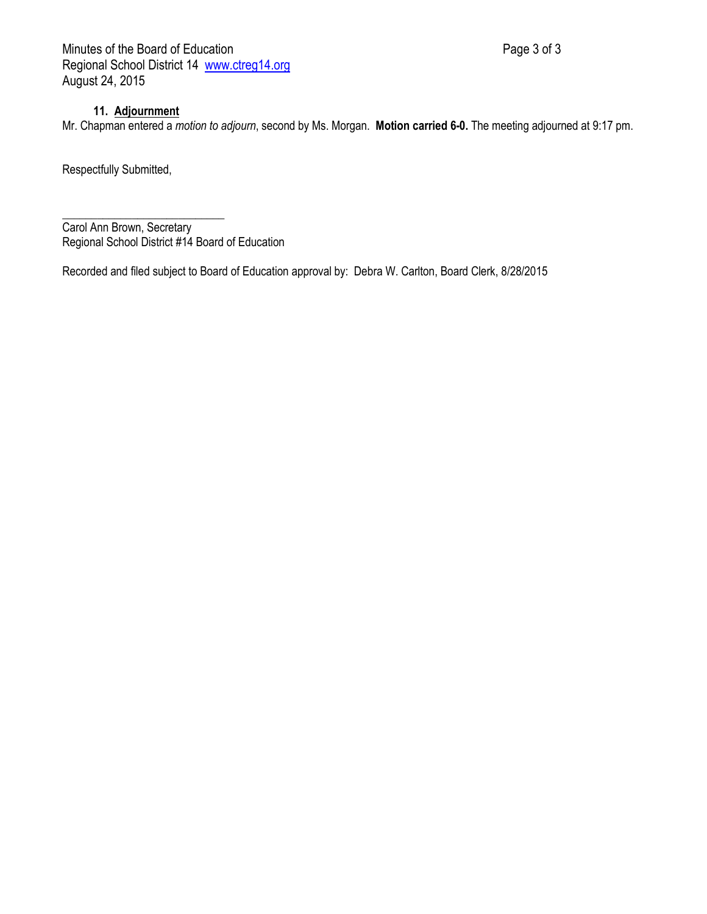**11. Adjournment**

Mr. Chapman entered a *motion to adjourn*, second by Ms. Morgan. **Motion carried 6-0.** The meeting adjourned at 9:17 pm.

Respectfully Submitted,

\_\_\_\_\_\_\_\_\_\_\_\_\_\_\_\_\_\_\_\_\_\_\_\_\_\_\_\_

Carol Ann Brown, Secretary
Regional School District #14 Board of Education

Recorded and filed subject to Board of Education approval by: Debra W. Carlton, Board Clerk, 8/28/2015